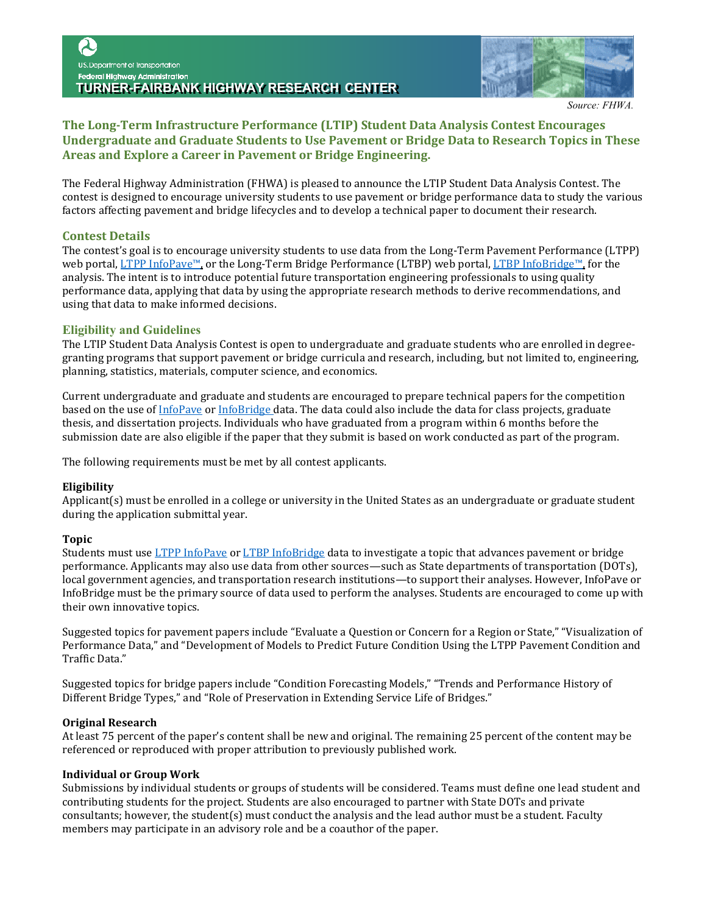U.S. Department of Transportation
Federal Highway Administration
**TURNER-FAIRBANK HIGHWAY RESEARCH CENTER**

*Source: FHWA.*

## The Long-Term Infrastructure Performance (LTIP) Student Data Analysis Contest Encourages Undergraduate and Graduate Students to Use Pavement or Bridge Data to Research Topics in These Areas and Explore a Career in Pavement or Bridge Engineering.

The Federal Highway Administration (FHWA) is pleased to announce the LTIP Student Data Analysis Contest. The contest is designed to encourage university students to use pavement or bridge performance data to study the various factors affecting pavement and bridge lifecycles and to develop a technical paper to document their research.

### Contest Details

The contest's goal is to encourage university students to use data from the Long-Term Pavement Performance (LTPP) web portal, LTPP InfoPave™, or the Long-Term Bridge Performance (LTBP) web portal, LTBP InfoBridge™, for the analysis. The intent is to introduce potential future transportation engineering professionals to using quality performance data, applying that data by using the appropriate research methods to derive recommendations, and using that data to make informed decisions.

### Eligibility and Guidelines

The LTIP Student Data Analysis Contest is open to undergraduate and graduate students who are enrolled in degree-granting programs that support pavement or bridge curricula and research, including, but not limited to, engineering, planning, statistics, materials, computer science, and economics.

Current undergraduate and graduate and students are encouraged to prepare technical papers for the competition based on the use of InfoPave or InfoBridge data. The data could also include the data for class projects, graduate thesis, and dissertation projects. Individuals who have graduated from a program within 6 months before the submission date are also eligible if the paper that they submit is based on work conducted as part of the program.

The following requirements must be met by all contest applicants.

**Eligibility**
Applicant(s) must be enrolled in a college or university in the United States as an undergraduate or graduate student during the application submittal year.

**Topic**
Students must use LTPP InfoPave or LTBP InfoBridge data to investigate a topic that advances pavement or bridge performance. Applicants may also use data from other sources—such as State departments of transportation (DOTs), local government agencies, and transportation research institutions—to support their analyses. However, InfoPave or InfoBridge must be the primary source of data used to perform the analyses. Students are encouraged to come up with their own innovative topics.

Suggested topics for pavement papers include "Evaluate a Question or Concern for a Region or State," "Visualization of Performance Data," and "Development of Models to Predict Future Condition Using the LTPP Pavement Condition and Traffic Data."

Suggested topics for bridge papers include "Condition Forecasting Models," "Trends and Performance History of Different Bridge Types," and "Role of Preservation in Extending Service Life of Bridges."

**Original Research**
At least 75 percent of the paper's content shall be new and original. The remaining 25 percent of the content may be referenced or reproduced with proper attribution to previously published work.

**Individual or Group Work**
Submissions by individual students or groups of students will be considered. Teams must define one lead student and contributing students for the project. Students are also encouraged to partner with State DOTs and private consultants; however, the student(s) must conduct the analysis and the lead author must be a student. Faculty members may participate in an advisory role and be a coauthor of the paper.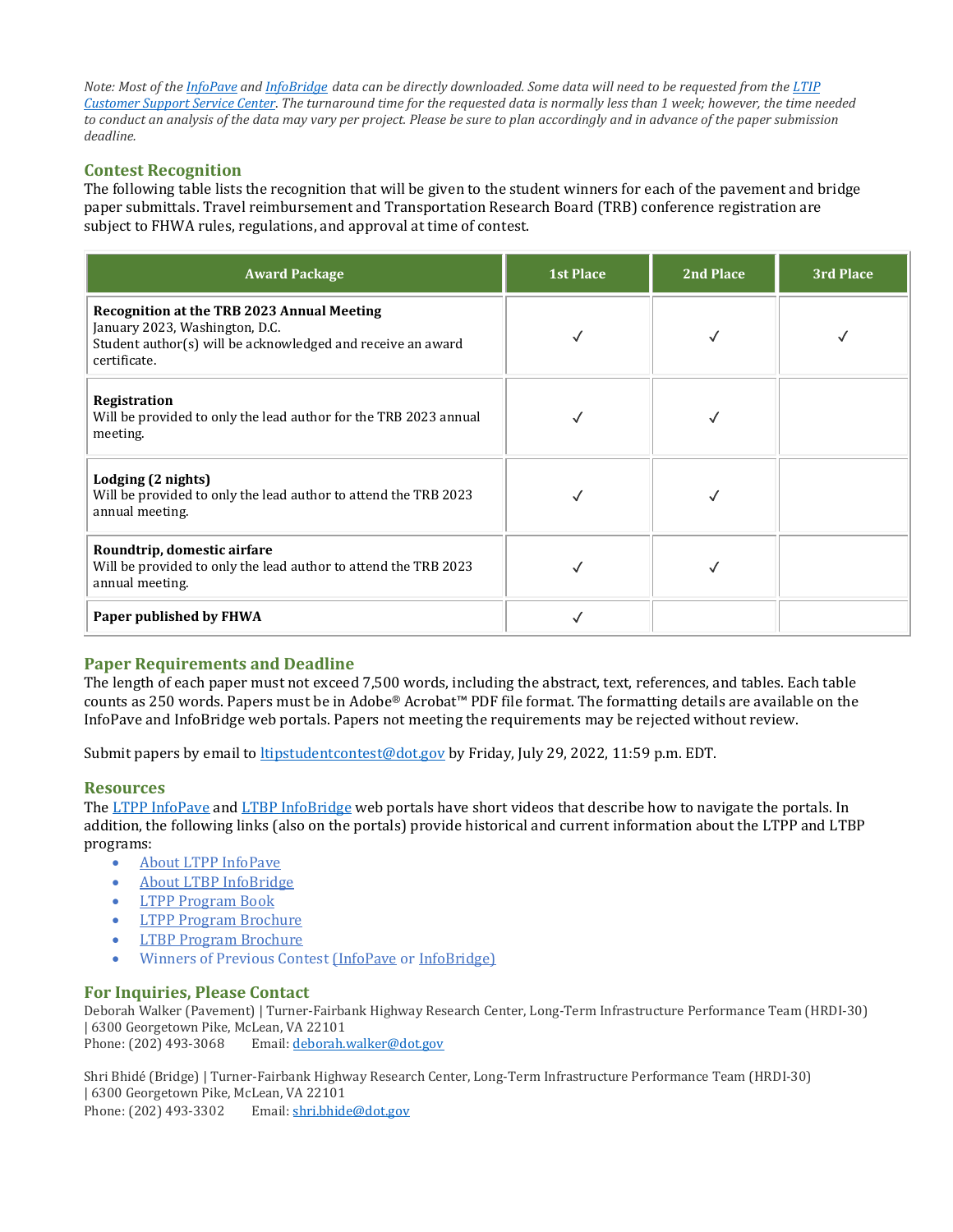*Note: Most of the InfoPave and InfoBridge data can be directly downloaded. Some data will need to be requested from the LTIP Customer Support Service Center. The turnaround time for the requested data is normally less than 1 week; however, the time needed to conduct an analysis of the data may vary per project. Please be sure to plan accordingly and in advance of the paper submission deadline.*

## Contest Recognition

The following table lists the recognition that will be given to the student winners for each of the pavement and bridge paper submittals. Travel reimbursement and Transportation Research Board (TRB) conference registration are subject to FHWA rules, regulations, and approval at time of contest.

| Award Package | 1st Place | 2nd Place | 3rd Place |
|---|---|---|---|
| **Recognition at the TRB 2023 Annual Meeting** January 2023, Washington, D.C. Student author(s) will be acknowledged and receive an award certificate. | ✓ | ✓ | ✓ |
| **Registration** Will be provided to only the lead author for the TRB 2023 annual meeting. | ✓ | ✓ | |
| **Lodging (2 nights)** Will be provided to only the lead author to attend the TRB 2023 annual meeting. | ✓ | ✓ | |
| **Roundtrip, domestic airfare** Will be provided to only the lead author to attend the TRB 2023 annual meeting. | ✓ | ✓ | |
| **Paper published by FHWA** | ✓ | | |

## Paper Requirements and Deadline

The length of each paper must not exceed 7,500 words, including the abstract, text, references, and tables. Each table counts as 250 words. Papers must be in Adobe® Acrobat™ PDF file format. The formatting details are available on the InfoPave and InfoBridge web portals. Papers not meeting the requirements may be rejected without review.

Submit papers by email to ltipstudentcontest@dot.gov by Friday, July 29, 2022, 11:59 p.m. EDT.

## Resources

The LTPP InfoPave and LTBP InfoBridge web portals have short videos that describe how to navigate the portals. In addition, the following links (also on the portals) provide historical and current information about the LTPP and LTBP programs:

- About LTPP InfoPave
- About LTBP InfoBridge
- LTPP Program Book
- LTPP Program Brochure
- LTBP Program Brochure
- Winners of Previous Contest (InfoPave or InfoBridge)

## For Inquiries, Please Contact

Deborah Walker (Pavement) | Turner-Fairbank Highway Research Center, Long-Term Infrastructure Performance Team (HRDI-30) | 6300 Georgetown Pike, McLean, VA 22101
Phone: (202) 493-3068 Email: deborah.walker@dot.gov

Shri Bhidé (Bridge) | Turner-Fairbank Highway Research Center, Long-Term Infrastructure Performance Team (HRDI-30) | 6300 Georgetown Pike, McLean, VA 22101
Phone: (202) 493-3302 Email: shri.bhide@dot.gov